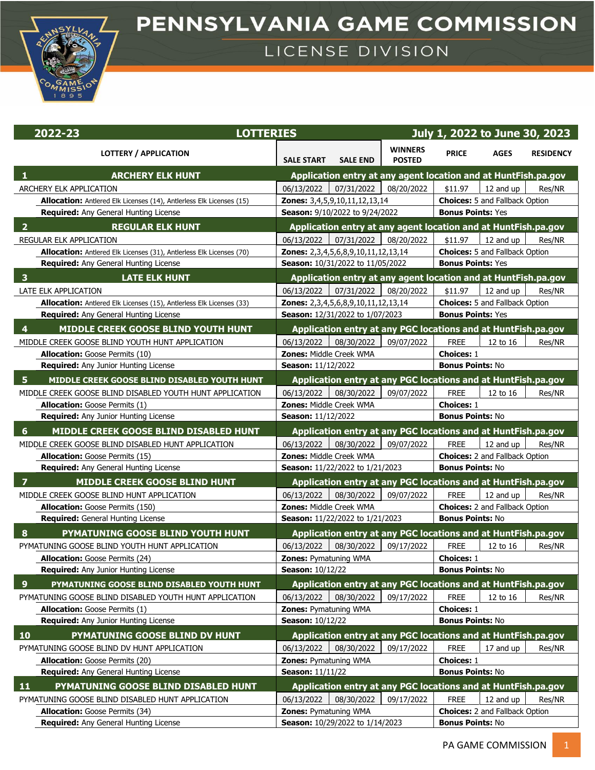# PENNSYLVANIA GAME COMMISSION

## LICENSE DIVISION

| 2022-23 | LOTTERIES | | | July 1, 2022 to June 30, 2023 | | |
|---|---|---|---|---|---|---|
| LOTTERY / APPLICATION | SALE START | SALE END | WINNERS POSTED | PRICE | AGES | RESIDENCY |
| **1 ARCHERY ELK HUNT** | **Application entry at any agent location and at HuntFish.pa.gov** | | | | | |
| ARCHERY ELK APPLICATION | 06/13/2022 | 07/31/2022 | 08/20/2022 | $11.97 | 12 and up | Res/NR |
| **Allocation:** Antlered Elk Licenses (14), Antlerless Elk Licenses (15) | **Zones:** 3,4,5,9,10,11,12,13,14 | | | **Choices:** 5 and Fallback Option | | |
| **Required:** Any General Hunting License | **Season:** 9/10/2022 to 9/24/2022 | | | **Bonus Points:** Yes | | |
| **2 REGULAR ELK HUNT** | **Application entry at any agent location and at HuntFish.pa.gov** | | | | | |
| REGULAR ELK APPLICATION | 06/13/2022 | 07/31/2022 | 08/20/2022 | $11.97 | 12 and up | Res/NR |
| **Allocation:** Antlered Elk Licenses (31), Antlerless Elk Licenses (70) | **Zones:** 2,3,4,5,6,8,9,10,11,12,13,14 | | | **Choices:** 5 and Fallback Option | | |
| **Required:** Any General Hunting License | **Season:** 10/31/2022 to 11/05/2022 | | | **Bonus Points:** Yes | | |
| **3 LATE ELK HUNT** | **Application entry at any agent location and at HuntFish.pa.gov** | | | | | |
| LATE ELK APPLICATION | 06/13/2022 | 07/31/2022 | 08/20/2022 | $11.97 | 12 and up | Res/NR |
| **Allocation:** Antlered Elk Licenses (15), Antlerless Elk Licenses (33) | **Zones:** 2,3,4,5,6,8,9,10,11,12,13,14 | | | **Choices:** 5 and Fallback Option | | |
| **Required:** Any General Hunting License | **Season:** 12/31/2022 to 1/07/2023 | | | **Bonus Points:** Yes | | |
| **4 MIDDLE CREEK GOOSE BLIND YOUTH HUNT** | **Application entry at any PGC locations and at HuntFish.pa.gov** | | | | | |
| MIDDLE CREEK GOOSE BLIND YOUTH HUNT APPLICATION | 06/13/2022 | 08/30/2022 | 09/07/2022 | FREE | 12 to 16 | Res/NR |
| **Allocation:** Goose Permits (10) | **Zones:** Middle Creek WMA | | | **Choices:** 1 | | |
| **Required:** Any Junior Hunting License | **Season:** 11/12/2022 | | | **Bonus Points:** No | | |
| **5 MIDDLE CREEK GOOSE BLIND DISABLED YOUTH HUNT** | **Application entry at any PGC locations and at HuntFish.pa.gov** | | | | | |
| MIDDLE CREEK GOOSE BLIND DISABLED YOUTH HUNT APPLICATION | 06/13/2022 | 08/30/2022 | 09/07/2022 | FREE | 12 to 16 | Res/NR |
| **Allocation:** Goose Permits (1) | **Zones:** Middle Creek WMA | | | **Choices:** 1 | | |
| **Required:** Any Junior Hunting License | **Season:** 11/12/2022 | | | **Bonus Points:** No | | |
| **6 MIDDLE CREEK GOOSE BLIND DISABLED HUNT** | **Application entry at any PGC locations and at HuntFish.pa.gov** | | | | | |
| MIDDLE CREEK GOOSE BLIND DISABLED HUNT APPLICATION | 06/13/2022 | 08/30/2022 | 09/07/2022 | FREE | 12 and up | Res/NR |
| **Allocation:** Goose Permits (15) | **Zones:** Middle Creek WMA | | | **Choices:** 2 and Fallback Option | | |
| **Required:** Any General Hunting License | **Season:** 11/22/2022 to 1/21/2023 | | | **Bonus Points:** No | | |
| **7 MIDDLE CREEK GOOSE BLIND HUNT** | **Application entry at any PGC locations and at HuntFish.pa.gov** | | | | | |
| MIDDLE CREEK GOOSE BLIND HUNT APPLICATION | 06/13/2022 | 08/30/2022 | 09/07/2022 | FREE | 12 and up | Res/NR |
| **Allocation:** Goose Permits (150) | **Zones:** Middle Creek WMA | | | **Choices:** 2 and Fallback Option | | |
| **Required:** General Hunting License | **Season:** 11/22/2022 to 1/21/2023 | | | **Bonus Points:** No | | |
| **8 PYMATUNING GOOSE BLIND YOUTH HUNT** | **Application entry at any PGC locations and at HuntFish.pa.gov** | | | | | |
| PYMATUNING GOOSE BLIND YOUTH HUNT APPLICATION | 06/13/2022 | 08/30/2022 | 09/17/2022 | FREE | 12 to 16 | Res/NR |
| **Allocation:** Goose Permits (24) | **Zones:** Pymatuning WMA | | | **Choices:** 1 | | |
| **Required:** Any Junior Hunting License | **Season:** 10/12/22 | | | **Bonus Points:** No | | |
| **9 PYMATUNING GOOSE BLIND DISABLED YOUTH HUNT** | **Application entry at any PGC locations and at HuntFish.pa.gov** | | | | | |
| PYMATUNING GOOSE BLIND DISABLED YOUTH HUNT APPLICATION | 06/13/2022 | 08/30/2022 | 09/17/2022 | FREE | 12 to 16 | Res/NR |
| **Allocation:** Goose Permits (1) | **Zones:** Pymatuning WMA | | | **Choices:** 1 | | |
| **Required:** Any Junior Hunting License | **Season:** 10/12/22 | | | **Bonus Points:** No | | |
| **10 PYMATUNING GOOSE BLIND DV HUNT** | **Application entry at any PGC locations and at HuntFish.pa.gov** | | | | | |
| PYMATUNING GOOSE BLIND DV HUNT APPLICATION | 06/13/2022 | 08/30/2022 | 09/17/2022 | FREE | 17 and up | Res/NR |
| **Allocation:** Goose Permits (20) | **Zones:** Pymatuning WMA | | | **Choices:** 1 | | |
| **Required:** Any General Hunting License | **Season:** 11/11/22 | | | **Bonus Points:** No | | |
| **11 PYMATUNING GOOSE BLIND DISABLED HUNT** | **Application entry at any PGC locations and at HuntFish.pa.gov** | | | | | |
| PYMATUNING GOOSE BLIND DISABLED HUNT APPLICATION | 06/13/2022 | 08/30/2022 | 09/17/2022 | FREE | 12 and up | Res/NR |
| **Allocation:** Goose Permits (34) | **Zones:** Pymatuning WMA | | | **Choices:** 2 and Fallback Option | | |
| **Required:** Any General Hunting License | **Season:** 10/29/2022 to 1/14/2023 | | | **Bonus Points:** No | | |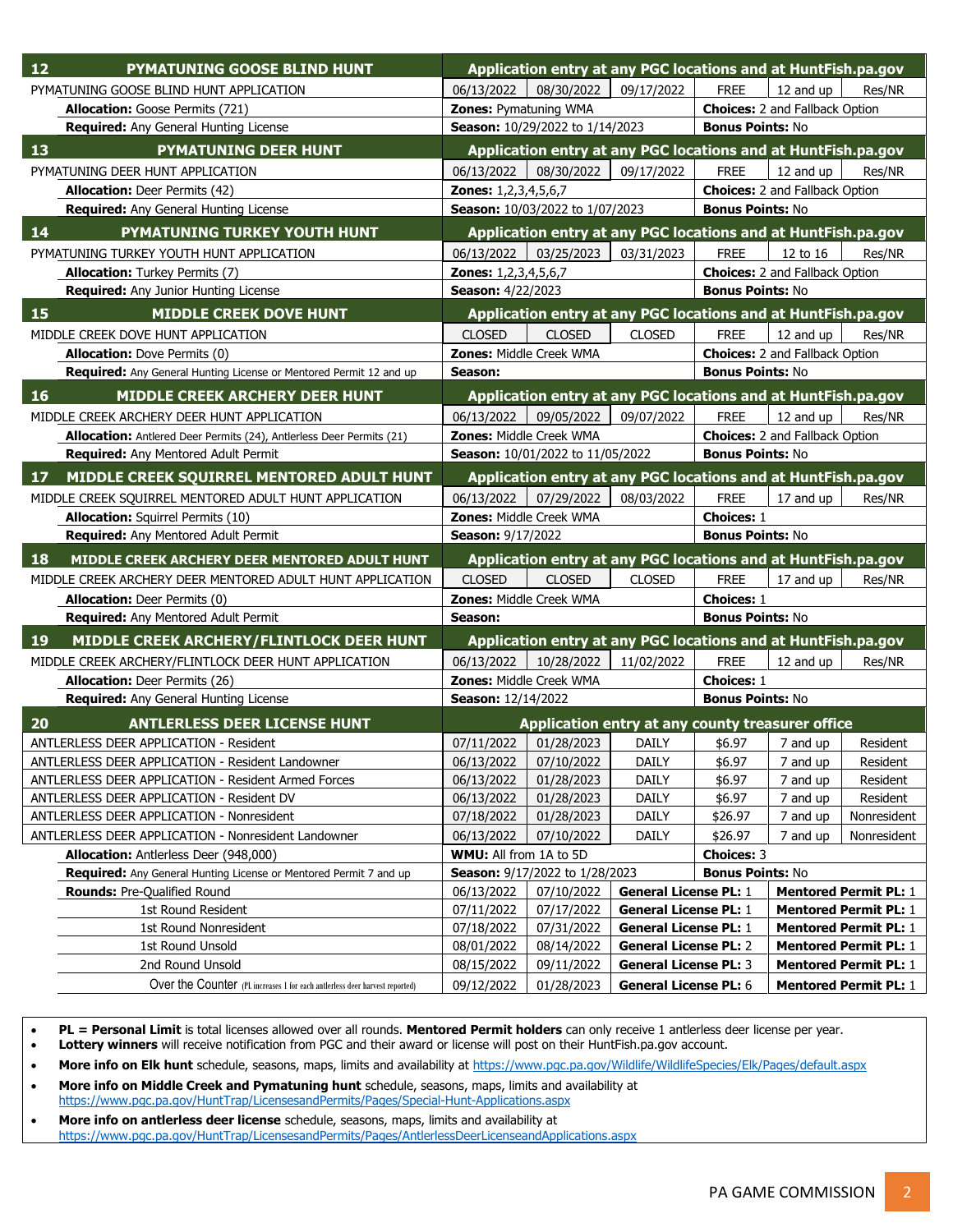| 12 | PYMATUNING GOOSE BLIND HUNT | Application entry at any PGC locations and at HuntFish.pa.gov | | | | | |
|---|---|---|---|---|---|---|---|
| PYMATUNING GOOSE BLIND HUNT APPLICATION | | 06/13/2022 | 08/30/2022 | 09/17/2022 | FREE | 12 and up | Res/NR |
| **Allocation:** Goose Permits (721) | | **Zones:** Pymatuning WMA | | | **Choices:** 2 and Fallback Option | | |
| **Required:** Any General Hunting License | | **Season:** 10/29/2022 to 1/14/2023 | | | **Bonus Points:** No | | |
| **13** | **PYMATUNING DEER HUNT** | **Application entry at any PGC locations and at HuntFish.pa.gov** | | | | | |
| PYMATUNING DEER HUNT APPLICATION | | 06/13/2022 | 08/30/2022 | 09/17/2022 | FREE | 12 and up | Res/NR |
| **Allocation:** Deer Permits (42) | | **Zones:** 1,2,3,4,5,6,7 | | | **Choices:** 2 and Fallback Option | | |
| **Required:** Any General Hunting License | | **Season:** 10/03/2022 to 1/07/2023 | | | **Bonus Points:** No | | |
| **14** | **PYMATUNING TURKEY YOUTH HUNT** | **Application entry at any PGC locations and at HuntFish.pa.gov** | | | | | |
| PYMATUNING TURKEY YOUTH HUNT APPLICATION | | 06/13/2022 | 03/25/2023 | 03/31/2023 | FREE | 12 to 16 | Res/NR |
| **Allocation:** Turkey Permits (7) | | **Zones:** 1,2,3,4,5,6,7 | | | **Choices:** 2 and Fallback Option | | |
| **Required:** Any Junior Hunting License | | **Season:** 4/22/2023 | | | **Bonus Points:** No | | |
| **15** | **MIDDLE CREEK DOVE HUNT** | **Application entry at any PGC locations and at HuntFish.pa.gov** | | | | | |
| MIDDLE CREEK DOVE HUNT APPLICATION | | CLOSED | CLOSED | CLOSED | FREE | 12 and up | Res/NR |
| **Allocation:** Dove Permits (0) | | **Zones:** Middle Creek WMA | | | **Choices:** 2 and Fallback Option | | |
| **Required:** Any General Hunting License or Mentored Permit 12 and up | | **Season:** | | | **Bonus Points:** No | | |
| **16** | **MIDDLE CREEK ARCHERY DEER HUNT** | **Application entry at any PGC locations and at HuntFish.pa.gov** | | | | | |
| MIDDLE CREEK ARCHERY DEER HUNT APPLICATION | | 06/13/2022 | 09/05/2022 | 09/07/2022 | FREE | 12 and up | Res/NR |
| **Allocation:** Antlered Deer Permits (24), Antlerless Deer Permits (21) | | **Zones:** Middle Creek WMA | | | **Choices:** 2 and Fallback Option | | |
| **Required:** Any Mentored Adult Permit | | **Season:** 10/01/2022 to 11/05/2022 | | | **Bonus Points:** No | | |
| **17** | **MIDDLE CREEK SQUIRREL MENTORED ADULT HUNT** | **Application entry at any PGC locations and at HuntFish.pa.gov** | | | | | |
| MIDDLE CREEK SQUIRREL MENTORED ADULT HUNT APPLICATION | | 06/13/2022 | 07/29/2022 | 08/03/2022 | FREE | 17 and up | Res/NR |
| **Allocation:** Squirrel Permits (10) | | **Zones:** Middle Creek WMA | | | **Choices:** 1 | | |
| **Required:** Any Mentored Adult Permit | | **Season:** 9/17/2022 | | | **Bonus Points:** No | | |
| **18** | **MIDDLE CREEK ARCHERY DEER MENTORED ADULT HUNT** | **Application entry at any PGC locations and at HuntFish.pa.gov** | | | | | |
| MIDDLE CREEK ARCHERY DEER MENTORED ADULT HUNT APPLICATION | | CLOSED | CLOSED | CLOSED | FREE | 17 and up | Res/NR |
| **Allocation:** Deer Permits (0) | | **Zones:** Middle Creek WMA | | | **Choices:** 1 | | |
| **Required:** Any Mentored Adult Permit | | **Season:** | | | **Bonus Points:** No | | |
| **19** | **MIDDLE CREEK ARCHERY/FLINTLOCK DEER HUNT** | **Application entry at any PGC locations and at HuntFish.pa.gov** | | | | | |
| MIDDLE CREEK ARCHERY/FLINTLOCK DEER HUNT APPLICATION | | 06/13/2022 | 10/28/2022 | 11/02/2022 | FREE | 12 and up | Res/NR |
| **Allocation:** Deer Permits (26) | | **Zones:** Middle Creek WMA | | | **Choices:** 1 | | |
| **Required:** Any General Hunting License | | **Season:** 12/14/2022 | | | **Bonus Points:** No | | |
| **20** | **ANTLERLESS DEER LICENSE HUNT** | **Application entry at any county treasurer office** | | | | | |
| ANTLERLESS DEER APPLICATION - Resident | | 07/11/2022 | 01/28/2023 | DAILY | $6.97 | 7 and up | Resident |
| ANTLERLESS DEER APPLICATION - Resident Landowner | | 06/13/2022 | 07/10/2022 | DAILY | $6.97 | 7 and up | Resident |
| ANTLERLESS DEER APPLICATION - Resident Armed Forces | | 06/13/2022 | 01/28/2023 | DAILY | $6.97 | 7 and up | Resident |
| ANTLERLESS DEER APPLICATION - Resident DV | | 06/13/2022 | 01/28/2023 | DAILY | $6.97 | 7 and up | Resident |
| ANTLERLESS DEER APPLICATION - Nonresident | | 07/18/2022 | 01/28/2023 | DAILY | $26.97 | 7 and up | Nonresident |
| ANTLERLESS DEER APPLICATION - Nonresident Landowner | | 06/13/2022 | 07/10/2022 | DAILY | $26.97 | 7 and up | Nonresident |
| **Allocation:** Antlerless Deer (948,000) | | **WMU:** All from 1A to 5D | | | **Choices:** 3 | | |
| **Required:** Any General Hunting License or Mentored Permit 7 and up | | **Season:** 9/17/2022 to 1/28/2023 | | | **Bonus Points:** No | | |
| **Rounds:** Pre-Qualified Round | | 06/13/2022 | 07/10/2022 | **General License PL:** 1 | | **Mentored Permit PL:** 1 | |
| 1st Round Resident | | 07/11/2022 | 07/17/2022 | **General License PL:** 1 | | **Mentored Permit PL:** 1 | |
| 1st Round Nonresident | | 07/18/2022 | 07/31/2022 | **General License PL:** 1 | | **Mentored Permit PL:** 1 | |
| 1st Round Unsold | | 08/01/2022 | 08/14/2022 | **General License PL:** 2 | | **Mentored Permit PL:** 1 | |
| 2nd Round Unsold | | 08/15/2022 | 09/11/2022 | **General License PL:** 3 | | **Mentored Permit PL:** 1 | |
| Over the Counter (PL increases 1 for each antlerless deer harvest reported) | | 09/12/2022 | 01/28/2023 | **General License PL:** 6 | | **Mentored Permit PL:** 1 | |

- **PL = Personal Limit** is total licenses allowed over all rounds. **Mentored Permit holders** can only receive 1 antlerless deer license per year.
- **Lottery winners** will receive notification from PGC and their award or license will post on their HuntFish.pa.gov account.
- **More info on Elk hunt** schedule, seasons, maps, limits and availability at https://www.pgc.pa.gov/Wildlife/WildlifeSpecies/Elk/Pages/default.aspx
- **More info on Middle Creek and Pymatuning hunt** schedule, seasons, maps, limits and availability at https://www.pgc.pa.gov/HuntTrap/LicensesandPermits/Pages/Special-Hunt-Applications.aspx
- **More info on antlerless deer license** schedule, seasons, maps, limits and availability at https://www.pgc.pa.gov/HuntTrap/LicensesandPermits/Pages/AntlerlessDeerLicenseandApplications.aspx